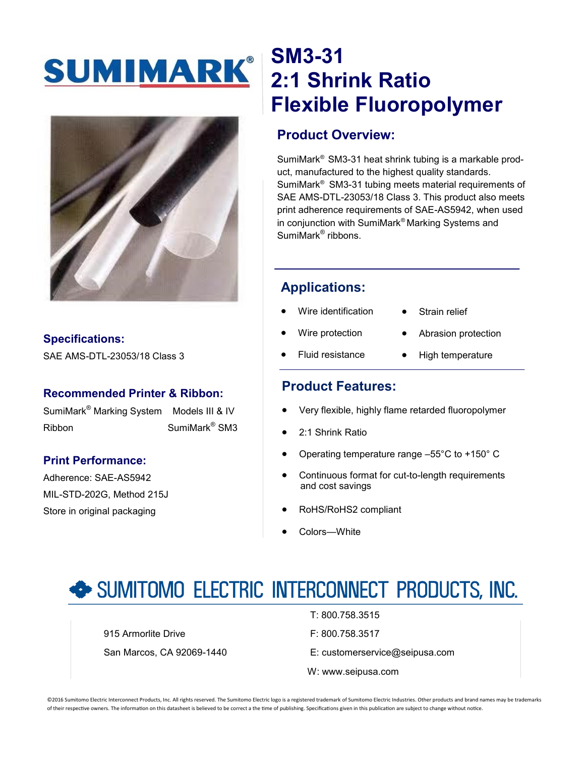# SUMIMARK®

# SM3-31 2:1 Shrink Ratio Flexible Fluoropolymer

## Product Overview:

SumiMark® SM3-31 heat shrink tubing is a markable product, manufactured to the highest quality standards. SumiMark® SM3-31 tubing meets material requirements of SAE AMS-DTL-23053/18 Class 3. This product also meets print adherence requirements of SAE-AS5942, when used in conjunction with SumiMark® Marking Systems and SumiMark® ribbons.

## Applications:

- Wire identification
- Wire protection
- Fluid resistance
- Strain relief
- Abrasion protection
- High temperature

## Product Features:

- Very flexible, highly flame retarded fluoropolymer
- 2:1 Shrink Ratio
- Operating temperature range –55°C to +150° C
- Continuous format for cut-to-length requirements and cost savings
- RoHS/RoHS2 compliant
- Colors—White

## Specifications:

SAE AMS-DTL-23053/18 Class 3

## Recommended Printer & Ribbon:

| | |
|---|---|
| SumiMark® Marking System | Models III & IV |
| Ribbon | SumiMark® SM3 |

## Print Performance:

Adherence: SAE-AS5942

MIL-STD-202G, Method 215J

Store in original packaging

## SUMITOMO ELECTRIC INTERCONNECT PRODUCTS, INC.

915 Armorlite Drive

San Marcos, CA 92069-1440

T: 800.758.3515

F: 800.758.3517

E: customerservice@seipusa.com

W: www.seipusa.com

©2016 Sumitomo Electric Interconnect Products, Inc. All rights reserved. The Sumitomo Electric logo is a registered trademark of Sumitomo Electric Industries. Other products and brand names may be trademarks of their respective owners. The information on this datasheet is believed to be correct a the time of publishing. Specifications given in this publication are subject to change without notice.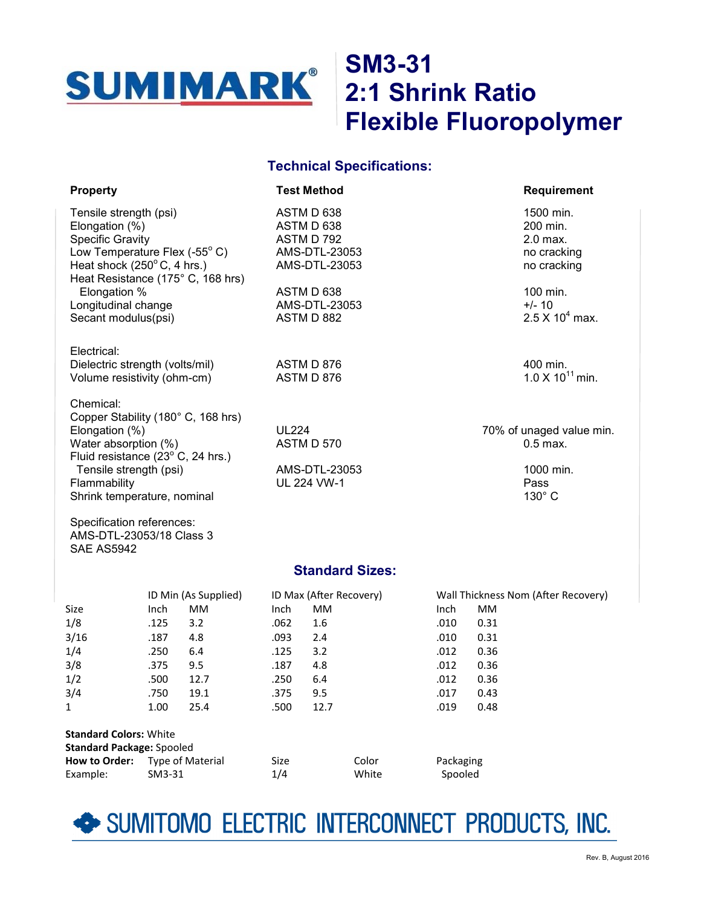SUMIMARK®

# SM3-31 2:1 Shrink Ratio Flexible Fluoropolymer

## Technical Specifications:

| Property | Test Method | Requirement |
|---|---|---|
| Tensile strength (psi) | ASTM D 638 | 1500 min. |
| Elongation (%) | ASTM D 638 | 200 min. |
| Specific Gravity | ASTM D 792 | 2.0 max. |
| Low Temperature Flex (-55° C) | AMS-DTL-23053 | no cracking |
| Heat shock (250° C, 4 hrs.) | AMS-DTL-23053 | no cracking |
| Heat Resistance (175° C, 168 hrs) | | |
| Elongation % | ASTM D 638 | 100 min. |
| Longitudinal change | AMS-DTL-23053 | +/- 10 |
| Secant modulus(psi) | ASTM D 882 | $2.5 \times 10^4$ max. |
| Electrical: | | |
| Dielectric strength (volts/mil) | ASTM D 876 | 400 min. |
| Volume resistivity (ohm-cm) | ASTM D 876 | $1.0 \times 10^{11}$ min. |
| Chemical: | | |
| Copper Stability (180° C, 168 hrs) | | |
| Elongation (%) | UL224 | 70% of unaged value min. |
| Water absorption (%) | ASTM D 570 | 0.5 max. |
| Fluid resistance (23° C, 24 hrs.) | | |
| Tensile strength (psi) | AMS-DTL-23053 | 1000 min. |
| Flammability | UL 224 VW-1 | Pass |
| Shrink temperature, nominal | | 130° C |

Specification references:
AMS-DTL-23053/18 Class 3
SAE AS5942

## Standard Sizes:

| | ID Min (As Supplied) | | ID Max (After Recovery) | | Wall Thickness Nom (After Recovery) | |
|---|---|---|---|---|---|---|
| Size | Inch | MM | Inch | MM | Inch | MM |
| 1/8 | .125 | 3.2 | .062 | 1.6 | .010 | 0.31 |
| 3/16 | .187 | 4.8 | .093 | 2.4 | .010 | 0.31 |
| 1/4 | .250 | 6.4 | .125 | 3.2 | .012 | 0.36 |
| 3/8 | .375 | 9.5 | .187 | 4.8 | .012 | 0.36 |
| 1/2 | .500 | 12.7 | .250 | 6.4 | .012 | 0.36 |
| 3/4 | .750 | 19.1 | .375 | 9.5 | .017 | 0.43 |
| 1 | 1.00 | 25.4 | .500 | 12.7 | .019 | 0.48 |

**Standard Colors:** White
**Standard Package:** Spooled

| **How to Order:** | Type of Material | Size | Color | Packaging |
|---|---|---|---|---|
| Example: | SM3-31 | 1/4 | White | Spooled |

SUMITOMO ELECTRIC INTERCONNECT PRODUCTS, INC.

Rev. B, August 2016